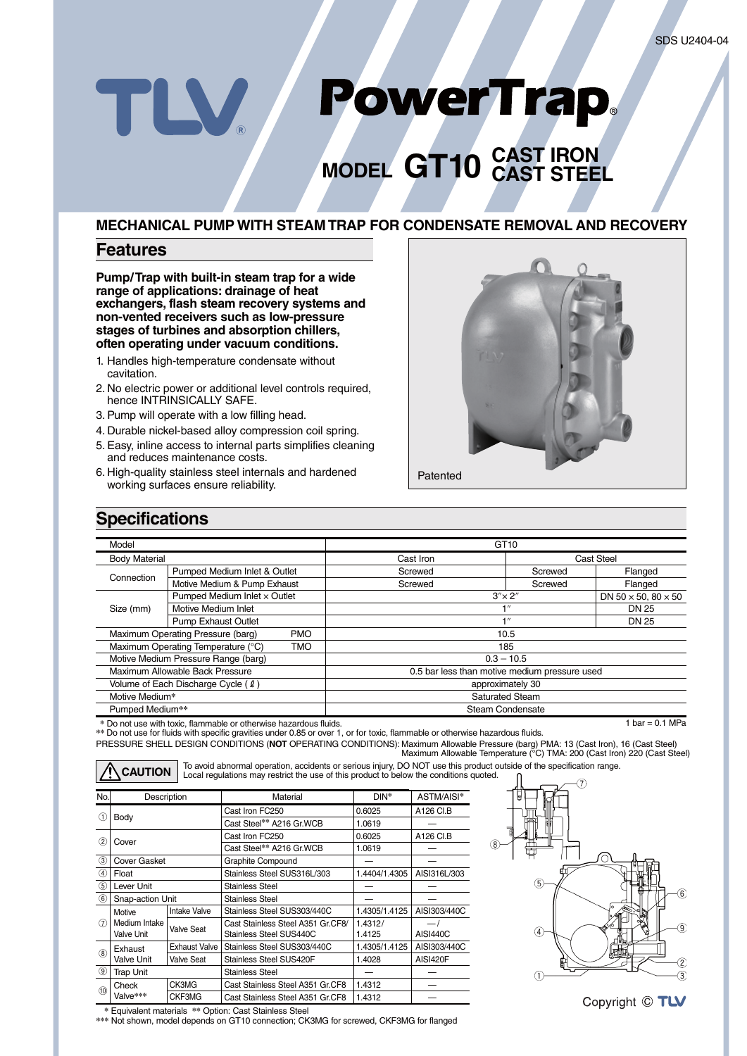# PowerTrap®

## MODEL GT10 CAST IRON CAST STEEL

### MECHANICAL PUMP WITH STEAM TRAP FOR CONDENSATE REMOVAL AND RECOVERY

## Features

**Pump/Trap with built-in steam trap for a wide range of applications: drainage of heat exchangers, flash steam recovery systems and non-vented receivers such as low-pressure stages of turbines and absorption chillers, often operating under vacuum conditions.**

1. Handles high-temperature condensate without cavitation.
2. No electric power or additional level controls required, hence INTRINSICALLY SAFE.
3. Pump will operate with a low filling head.
4. Durable nickel-based alloy compression coil spring.
5. Easy, inline access to internal parts simplifies cleaning and reduces maintenance costs.
6. High-quality stainless steel internals and hardened working surfaces ensure reliability.

Patented

## Specifications

| Model | | | GT10 | | |
|---|---|---|---|---|---|
| Body Material | | | Cast Iron | Cast Steel | |
| Connection | Pumped Medium Inlet & Outlet | | Screwed | Screwed | Flanged |
| | Motive Medium & Pump Exhaust | | Screwed | Screwed | Flanged |
| Size (mm) | Pumped Medium Inlet × Outlet | | 3″ × 2″ | | DN 50 × 50, 80 × 50 |
| | Motive Medium Inlet | | 1″ | | DN 25 |
| | Pump Exhaust Outlet | | 1″ | | DN 25 |
| Maximum Operating Pressure (barg) | | PMO | 10.5 | | |
| Maximum Operating Temperature (°C) | | TMO | 185 | | |
| Motive Medium Pressure Range (barg) | | | 0.3 – 10.5 | | |
| Maximum Allowable Back Pressure | | | 0.5 bar less than motive medium pressure used | | |
| Volume of Each Discharge Cycle (ℓ) | | | approximately 30 | | |
| Motive Medium* | | | Saturated Steam | | |
| Pumped Medium** | | | Steam Condensate | | |

\* Do not use with toxic, flammable or otherwise hazardous fluids.
** Do not use for fluids with specific gravities under 0.85 or over 1, or for toxic, flammable or otherwise hazardous fluids.

1 bar = 0.1 MPa

PRESSURE SHELL DESIGN CONDITIONS (**NOT** OPERATING CONDITIONS): Maximum Allowable Pressure (barg) PMA: 13 (Cast Iron), 16 (Cast Steel)
Maximum Allowable Temperature (°C) TMA: 200 (Cast Iron) 220 (Cast Steel)

**⚠ CAUTION** To avoid abnormal operation, accidents or serious injury, DO NOT use this product outside of the specification range. Local regulations may restrict the use of this product to below the conditions quoted.

| No. | Description | | Material | DIN* | ASTM/AISI* |
|---|---|---|---|---|---|
| ① | Body | | Cast Iron FC250 | 0.6025 | A126 Cl.B |
| | | | Cast Steel** A216 Gr.WCB | 1.0619 | — |
| ② | Cover | | Cast Iron FC250 | 0.6025 | A126 Cl.B |
| | | | Cast Steel** A216 Gr.WCB | 1.0619 | — |
| ③ | Cover Gasket | | Graphite Compound | — | — |
| ④ | Float | | Stainless Steel SUS316L/303 | 1.4404/1.4305 | AISI316L/303 |
| ⑤ | Lever Unit | | Stainless Steel | — | — |
| ⑥ | Snap-action Unit | | Stainless Steel | — | — |
| ⑦ | Motive Medium Intake Valve Unit | Intake Valve | Stainless Steel SUS303/440C | 1.4305/1.4125 | AISI303/440C |
| | | Valve Seat | Cast Stainless Steel A351 Gr.CF8/ Stainless Steel SUS440C | 1.4312/ 1.4125 | —/ AISI440C |
| ⑧ | Exhaust Valve Unit | Exhaust Valve | Stainless Steel SUS303/440C | 1.4305/1.4125 | AISI303/440C |
| | | Valve Seat | Stainless Steel SUS420F | 1.4028 | AISI420F |
| ⑨ | Trap Unit | | Stainless Steel | — | — |
| ⑩ | Check Valve*** | CK3MG | Cast Stainless Steel A351 Gr.CF8 | 1.4312 | — |
| | | CKF3MG | Cast Stainless Steel A351 Gr.CF8 | 1.4312 | — |

\* Equivalent materials ** Option: Cast Stainless Steel
*** Not shown, model depends on GT10 connection; CK3MG for screwed, CKF3MG for flanged

Copyright © TLV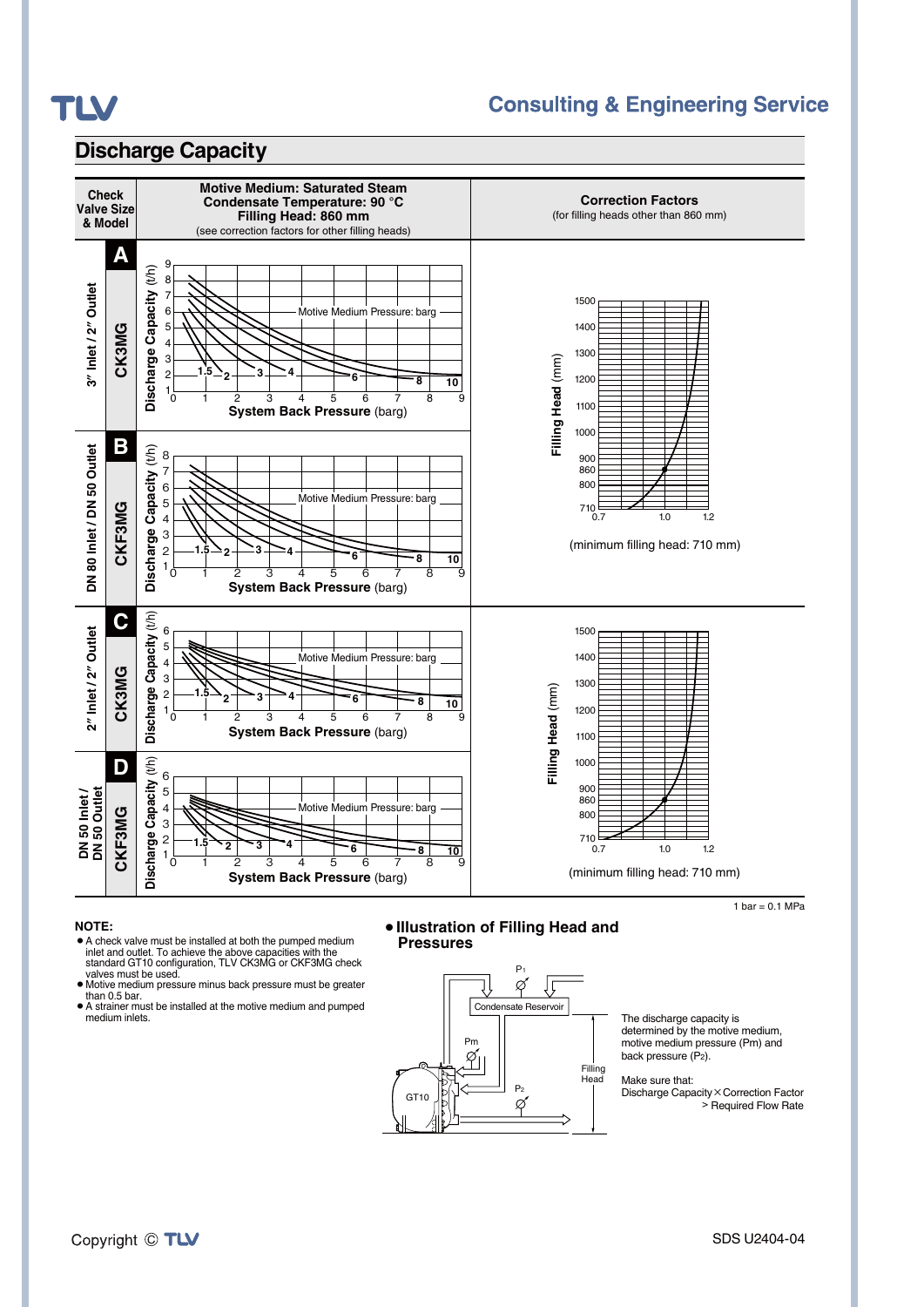## Discharge Capacity

| Check Valve Size & Model | Motive Medium: Saturated Steam<br>Condensate Temperature: 90 °C<br>Filling Head: 860 mm<br>(see correction factors for other filling heads) | Correction Factors<br>(for filling heads other than 860 mm) |
|---|---|---|
| **A** 3″ Inlet / 2″ Outlet CK3MG | Discharge Capacity (t/h) vs. System Back Pressure (barg); Motive Medium Pressure: barg (1.5, 2, 3, 4, 6, 8, 10) | Filling Head (mm) vs. correction factor (0.7, 1.0, 1.2) (minimum filling head: 710 mm) |
| **B** DN 80 Inlet / DN 50 Outlet CKF3MG | Discharge Capacity (t/h) vs. System Back Pressure (barg); Motive Medium Pressure: barg (1.5, 2, 3, 4, 6, 8, 10) | |
| **C** 2″ Inlet / 2″ Outlet CK3MG | Discharge Capacity (t/h) vs. System Back Pressure (barg); Motive Medium Pressure: barg (1.5, 2, 3, 4, 6, 8, 10) | Filling Head (mm) vs. correction factor (0.7, 1.0, 1.2) (minimum filling head: 710 mm) |
| **D** DN 50 Inlet / DN 50 Outlet CKF3MG | Discharge Capacity (t/h) vs. System Back Pressure (barg); Motive Medium Pressure: barg (1.5, 2, 3, 4, 6, 8, 10) | |

1 bar = 0.1 MPa

**NOTE:**
- A check valve must be installed at both the pumped medium inlet and outlet. To achieve the above capacities with the standard GT10 configuration, TLV CK3MG or CKF3MG check valves must be used.
- Motive medium pressure minus back pressure must be greater than 0.5 bar.
- A strainer must be installed at the motive medium and pumped medium inlets.

**• Illustration of Filling Head and Pressures**

Condensate Reservoir, $P_1$, Pm, $P_2$, GT10, Filling Head

The discharge capacity is determined by the motive medium, motive medium pressure (Pm) and back pressure ($P_2$).

Make sure that:
Discharge Capacity × Correction Factor > Required Flow Rate

Copyright © TLV

SDS U2404-04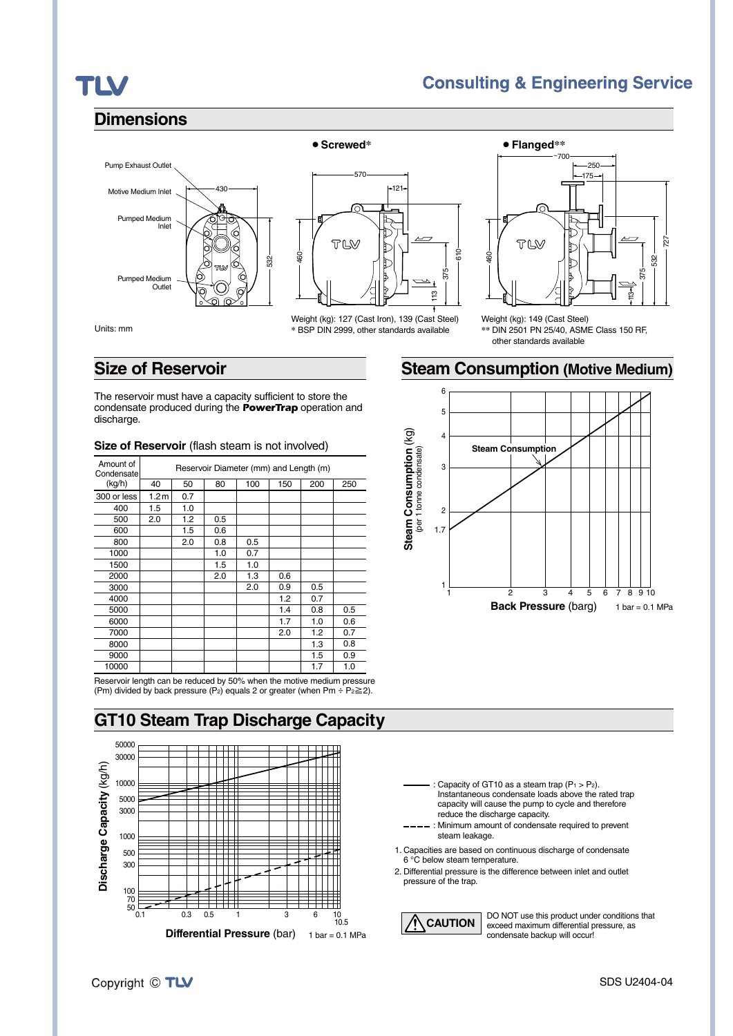## Dimensions

Units: mm

**• Screwed***

Weight (kg): 127 (Cast Iron), 139 (Cast Steel)
* BSP DIN 2999, other standards available

**• Flanged****

Weight (kg): 149 (Cast Steel)
** DIN 2501 PN 25/40, ASME Class 150 RF, other standards available

## Size of Reservoir

The reservoir must have a capacity sufficient to store the condensate produced during the **PowerTrap** operation and discharge.

**Size of Reservoir** (flash steam is not involved)

| Amount of Condensate (kg/h) | Reservoir Diameter (mm) and Length (m) | | | | | | |
|---|---|---|---|---|---|---|---|
| | 40 | 50 | 80 | 100 | 150 | 200 | 250 |
| 300 or less | 1.2 m | 0.7 | | | | | |
| 400 | 1.5 | 1.0 | | | | | |
| 500 | 2.0 | 1.2 | 0.5 | | | | |
| 600 | | 1.5 | 0.6 | | | | |
| 800 | | 2.0 | 0.8 | 0.5 | | | |
| 1000 | | | 1.0 | 0.7 | | | |
| 1500 | | | 1.5 | 1.0 | | | |
| 2000 | | | 2.0 | 1.3 | 0.6 | | |
| 3000 | | | | 2.0 | 0.9 | 0.5 | |
| 4000 | | | | | 1.2 | 0.7 | |
| 5000 | | | | | 1.4 | 0.8 | 0.5 |
| 6000 | | | | | 1.7 | 1.0 | 0.6 |
| 7000 | | | | | 2.0 | 1.2 | 0.7 |
| 8000 | | | | | | 1.3 | 0.8 |
| 9000 | | | | | | 1.5 | 0.9 |
| 10000 | | | | | | 1.7 | 1.0 |

Reservoir length can be reduced by 50% when the motive medium pressure (Pm) divided by back pressure ($P_2$) equals 2 or greater (when $Pm \div P_2 \geqq 2$).

## Steam Consumption (Motive Medium)

Steam Consumption (kg) (per 1 tonne condensate) vs. Back Pressure (barg); 1 bar = 0.1 MPa

## GT10 Steam Trap Discharge Capacity

Discharge Capacity (kg/h) vs. Differential Pressure (bar); 1 bar = 0.1 MPa

———— : Capacity of GT10 as a steam trap ($P_1 > P_2$). Instantaneous condensate loads above the rated trap capacity will cause the pump to cycle and therefore reduce the discharge capacity.

- - - - : Minimum amount of condensate required to prevent steam leakage.

1. Capacities are based on continuous discharge of condensate 6 °C below steam temperature.
2. Differential pressure is the difference between inlet and outlet pressure of the trap.

**CAUTION** DO NOT use this product under conditions that exceed maximum differential pressure, as condensate backup will occur!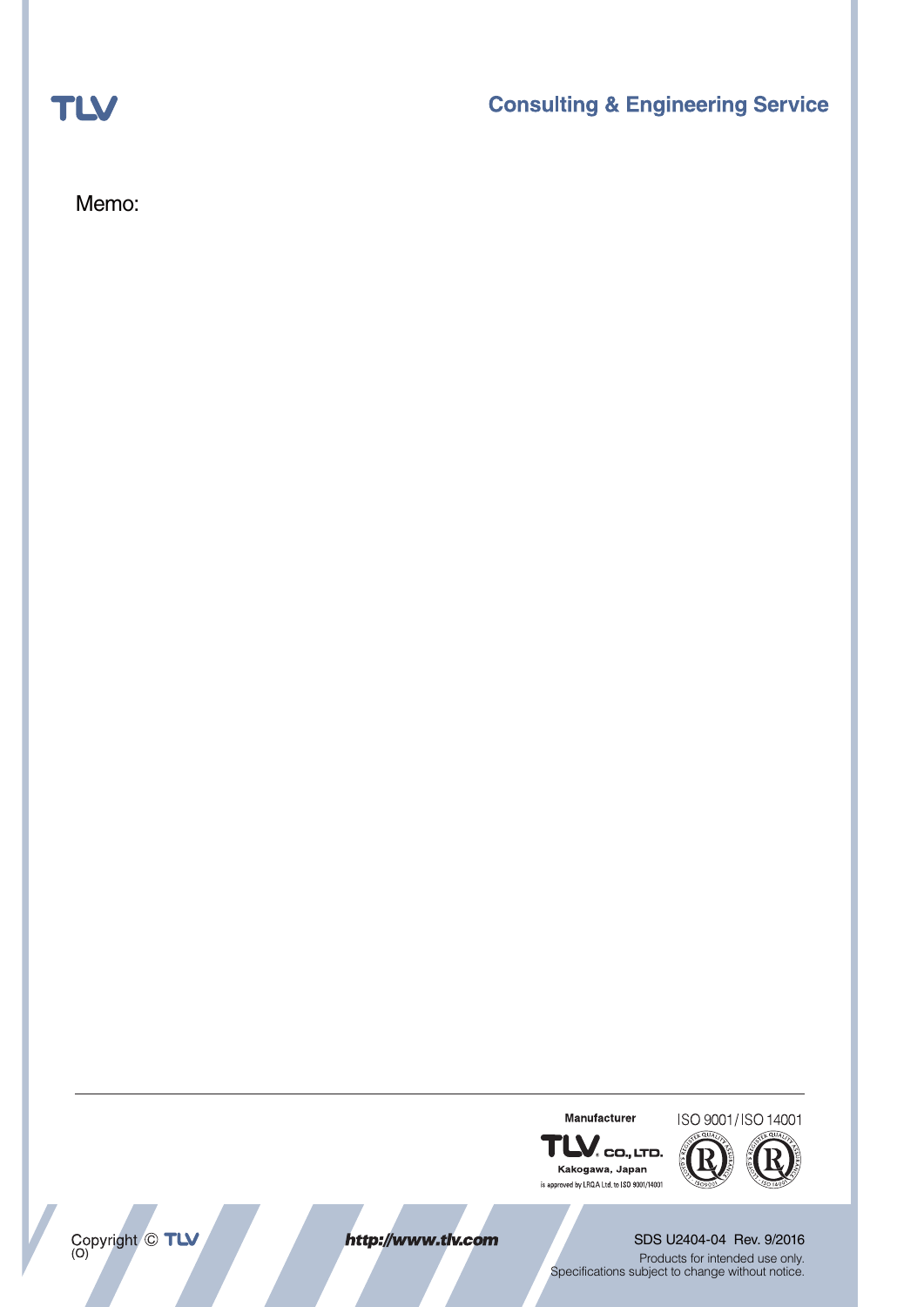Memo:

Manufacturer

TLV CO., LTD.

Kakogawa, Japan

is approved by LRQA Ltd. to ISO 9001/14001

ISO 9001 / ISO 14001

Copyright © TLV (O)

http://www.tlv.com

SDS U2404-04 Rev. 9/2016

Products for intended use only.
Specifications subject to change without notice.